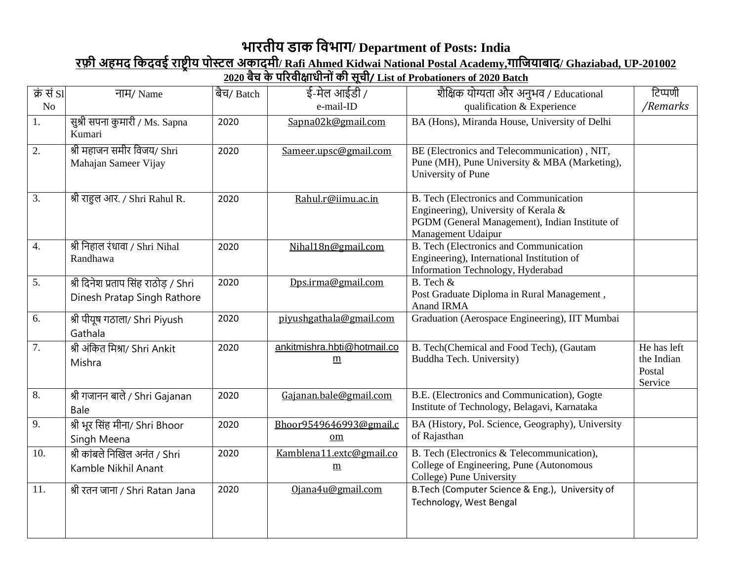# भारतीय डाक विभाग/ Department of Posts: India

## रफ़ी अहमद किदवई राष्ट्रीय पोस्टल अकादमी/ Rafi Ahmed Kidwai National Postal Academy,गाजियाबाद/ Ghaziabad, UP-201002

### 2020 बैच के परिवीक्षाधीनों की सूची/ List of Probationers of 2020 Batch

| क्रं सं Sl No | नाम/ Name | बैच/ Batch | ई-मेल आईडी / e-mail-ID | शैक्षिक योग्यता और अनुभव / Educational qualification & Experience | टिप्पणी /*Remarks* |
|---|---|---|---|---|---|
| 1. | सुश्री सपना कुमारी / Ms. Sapna Kumari | 2020 | Sapna02k@gmail.com | BA (Hons), Miranda House, University of Delhi | |
| 2. | श्री महाजन समीर विजय/ Shri Mahajan Sameer Vijay | 2020 | Sameer.upsc@gmail.com | BE (Electronics and Telecommunication) , NIT, Pune (MH), Pune University & MBA (Marketing), University of Pune | |
| 3. | श्री राहुल आर. / Shri Rahul R. | 2020 | Rahul.r@iimu.ac.in | B. Tech (Electronics and Communication Engineering), University of Kerala & PGDM (General Management), Indian Institute of Management Udaipur | |
| 4. | श्री निहाल रंधावा / Shri Nihal Randhawa | 2020 | Nihal18n@gmail.com | B. Tech (Electronics and Communication Engineering), International Institution of Information Technology, Hyderabad | |
| 5. | श्री दिनेश प्रताप सिंह राठोड़ / Shri Dinesh Pratap Singh Rathore | 2020 | Dps.irma@gmail.com | B. Tech & Post Graduate Diploma in Rural Management , Anand IRMA | |
| 6. | श्री पीयूष गठाला/ Shri Piyush Gathala | 2020 | piyushgathala@gmail.com | Graduation (Aerospace Engineering), IIT Mumbai | |
| 7. | श्री अंकित मिश्रा/ Shri Ankit Mishra | 2020 | ankitmishra.hbti@hotmail.com | B. Tech(Chemical and Food Tech), (Gautam Buddha Tech. University) | He has left the Indian Postal Service |
| 8. | श्री गजानन बाले / Shri Gajanan Bale | 2020 | Gajanan.bale@gmail.com | B.E. (Electronics and Communication), Gogte Institute of Technology, Belagavi, Karnataka | |
| 9. | श्री भूर सिंह मीना/ Shri Bhoor Singh Meena | 2020 | Bhoor9549646993@gmail.com | BA (History, Pol. Science, Geography), University of Rajasthan | |
| 10. | श्री कांबले निखिल अनंत / Shri Kamble Nikhil Anant | 2020 | Kamblena11.extc@gmail.com | B. Tech (Electronics & Telecommunication), College of Engineering, Pune (Autonomous College) Pune University | |
| 11. | श्री रतन जाना / Shri Ratan Jana | 2020 | Ojana4u@gmail.com | B.Tech (Computer Science & Eng.), University of Technology, West Bengal | |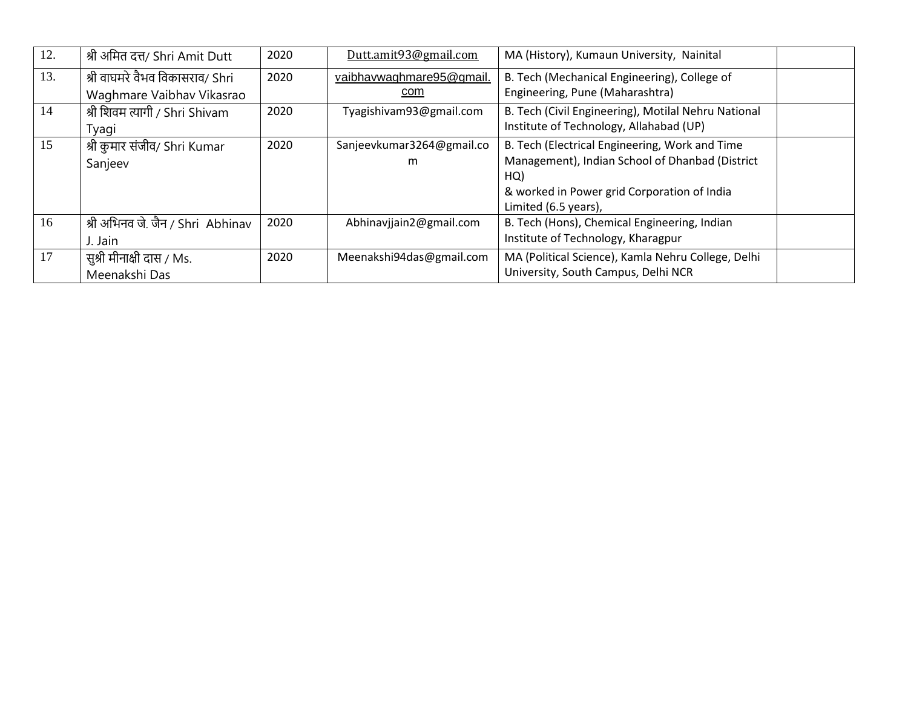| | | | | | |
|---|---|---|---|---|---|
| 12. | श्री अमित दत्त/ Shri Amit Dutt | 2020 | Dutt.amit93@gmail.com | MA (History), Kumaun University, Nainital | |
| 13. | श्री वाघमरे वैभव विकासराव/ Shri Waghmare Vaibhav Vikasrao | 2020 | vaibhavwaghmare95@gmail.com | B. Tech (Mechanical Engineering), College of Engineering, Pune (Maharashtra) | |
| 14 | श्री शिवम त्यागी / Shri Shivam Tyagi | 2020 | Tyagishivam93@gmail.com | B. Tech (Civil Engineering), Motilal Nehru National Institute of Technology, Allahabad (UP) | |
| 15 | श्री कुमार संजीव/ Shri Kumar Sanjeev | 2020 | Sanjeevkumar3264@gmail.com | B. Tech (Electrical Engineering, Work and Time Management), Indian School of Dhanbad (District HQ)<br>& worked in Power grid Corporation of India Limited (6.5 years), | |
| 16 | श्री अभिनव जे. जैन / Shri Abhinav J. Jain | 2020 | Abhinavjjain2@gmail.com | B. Tech (Hons), Chemical Engineering, Indian Institute of Technology, Kharagpur | |
| 17 | सुश्री मीनाक्षी दास / Ms. Meenakshi Das | 2020 | Meenakshi94das@gmail.com | MA (Political Science), Kamla Nehru College, Delhi University, South Campus, Delhi NCR | |